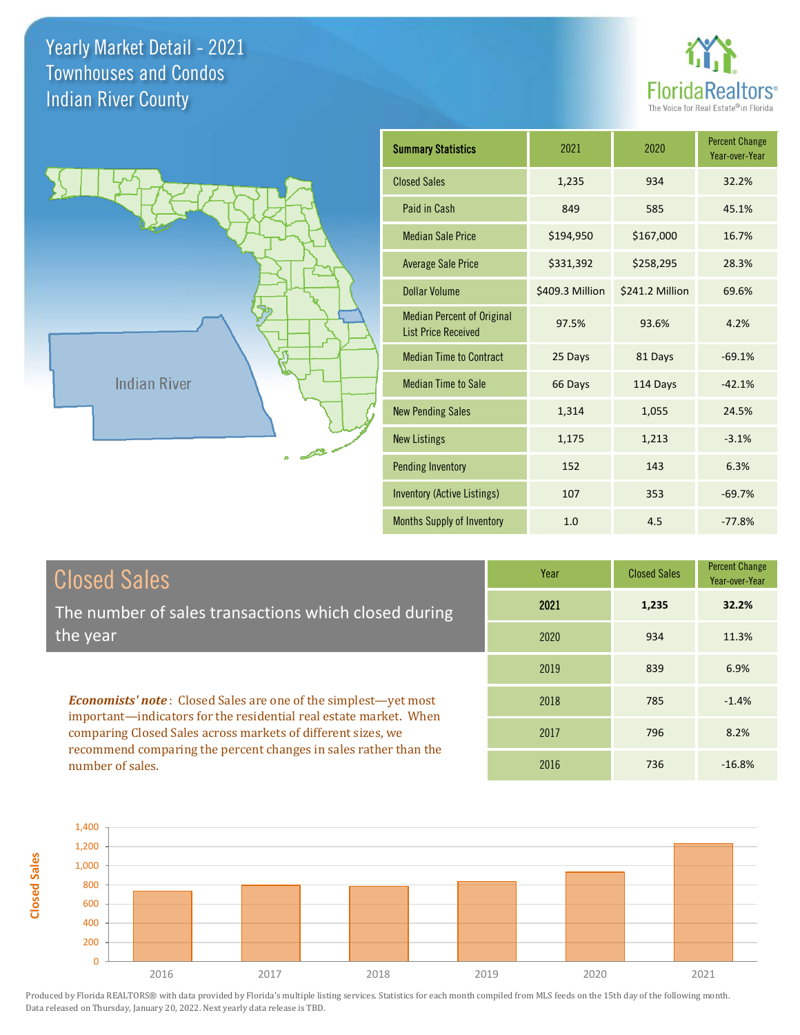# Yearly Market Detail - 2021
## Townhouses and Condos
## Indian River County

FloridaRealtors® The Voice for Real Estate® in Florida

Indian River

| Summary Statistics | 2021 | 2020 | Percent Change Year-over-Year |
|---|---|---|---|
| Closed Sales | 1,235 | 934 | 32.2% |
| Paid in Cash | 849 | 585 | 45.1% |
| Median Sale Price | $194,950 | $167,000 | 16.7% |
| Average Sale Price | $331,392 | $258,295 | 28.3% |
| Dollar Volume | $409.3 Million | $241.2 Million | 69.6% |
| Median Percent of Original List Price Received | 97.5% | 93.6% | 4.2% |
| Median Time to Contract | 25 Days | 81 Days | -69.1% |
| Median Time to Sale | 66 Days | 114 Days | -42.1% |
| New Pending Sales | 1,314 | 1,055 | 24.5% |
| New Listings | 1,175 | 1,213 | -3.1% |
| Pending Inventory | 152 | 143 | 6.3% |
| Inventory (Active Listings) | 107 | 353 | -69.7% |
| Months Supply of Inventory | 1.0 | 4.5 | -77.8% |

## Closed Sales

The number of sales transactions which closed during the year

***Economists' note***: Closed Sales are one of the simplest—yet most important—indicators for the residential real estate market. When comparing Closed Sales across markets of different sizes, we recommend comparing the percent changes in sales rather than the number of sales.

| Year | Closed Sales | Percent Change Year-over-Year |
|---|---|---|
| **2021** | **1,235** | **32.2%** |
| 2020 | 934 | 11.3% |
| 2019 | 839 | 6.9% |
| 2018 | 785 | -1.4% |
| 2017 | 796 | 8.2% |
| 2016 | 736 | -16.8% |

Produced by Florida REALTORS® with data provided by Florida's multiple listing services. Statistics for each month compiled from MLS feeds on the 15th day of the following month. Data released on Thursday, January 20, 2022. Next yearly data release is TBD.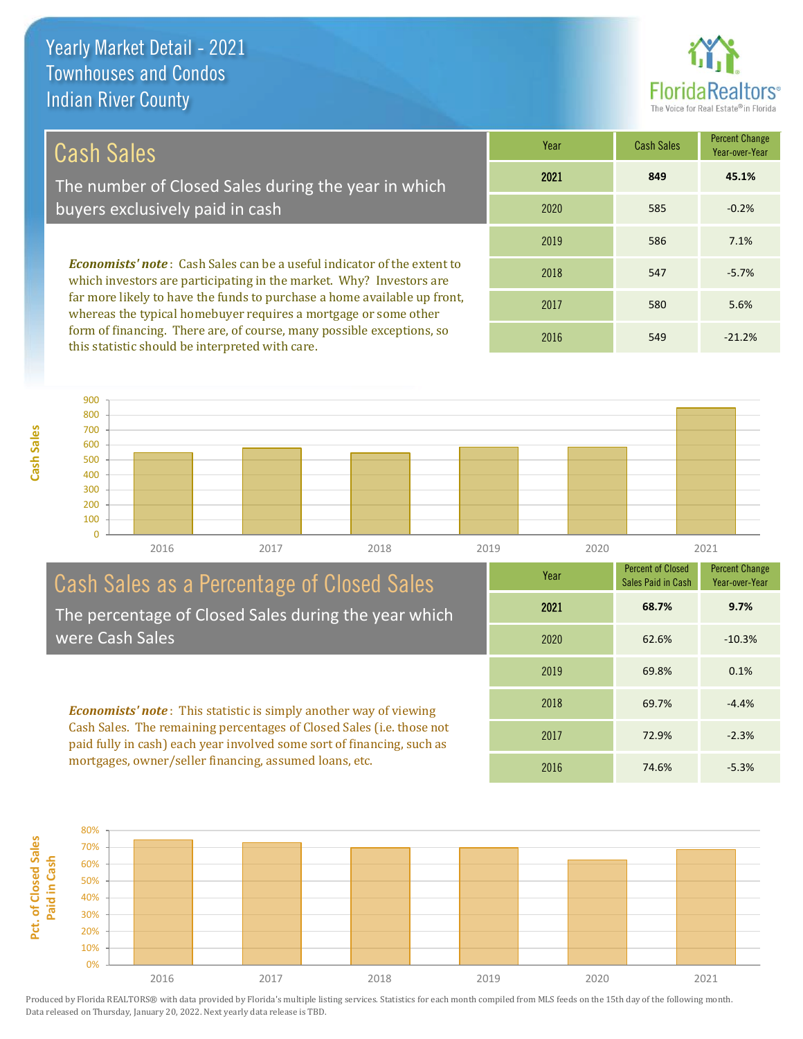# Yearly Market Detail - 2021
## Townhouses and Condos
## Indian River County

## Cash Sales

The number of Closed Sales during the year in which buyers exclusively paid in cash

***Economists' note***: Cash Sales can be a useful indicator of the extent to which investors are participating in the market. Why? Investors are far more likely to have the funds to purchase a home available up front, whereas the typical homebuyer requires a mortgage or some other form of financing. There are, of course, many possible exceptions, so this statistic should be interpreted with care.

| Year | Cash Sales | Percent Change Year-over-Year |
|---|---|---|
| **2021** | **849** | **45.1%** |
| 2020 | 585 | -0.2% |
| 2019 | 586 | 7.1% |
| 2018 | 547 | -5.7% |
| 2017 | 580 | 5.6% |
| 2016 | 549 | -21.2% |

## Cash Sales as a Percentage of Closed Sales

The percentage of Closed Sales during the year which were Cash Sales

***Economists' note***: This statistic is simply another way of viewing Cash Sales. The remaining percentages of Closed Sales (i.e. those not paid fully in cash) each year involved some sort of financing, such as mortgages, owner/seller financing, assumed loans, etc.

| Year | Percent of Closed Sales Paid in Cash | Percent Change Year-over-Year |
|---|---|---|
| **2021** | **68.7%** | **9.7%** |
| 2020 | 62.6% | -10.3% |
| 2019 | 69.8% | 0.1% |
| 2018 | 69.7% | -4.4% |
| 2017 | 72.9% | -2.3% |
| 2016 | 74.6% | -5.3% |

Produced by Florida REALTORS® with data provided by Florida's multiple listing services. Statistics for each month compiled from MLS feeds on the 15th day of the following month. Data released on Thursday, January 20, 2022. Next yearly data release is TBD.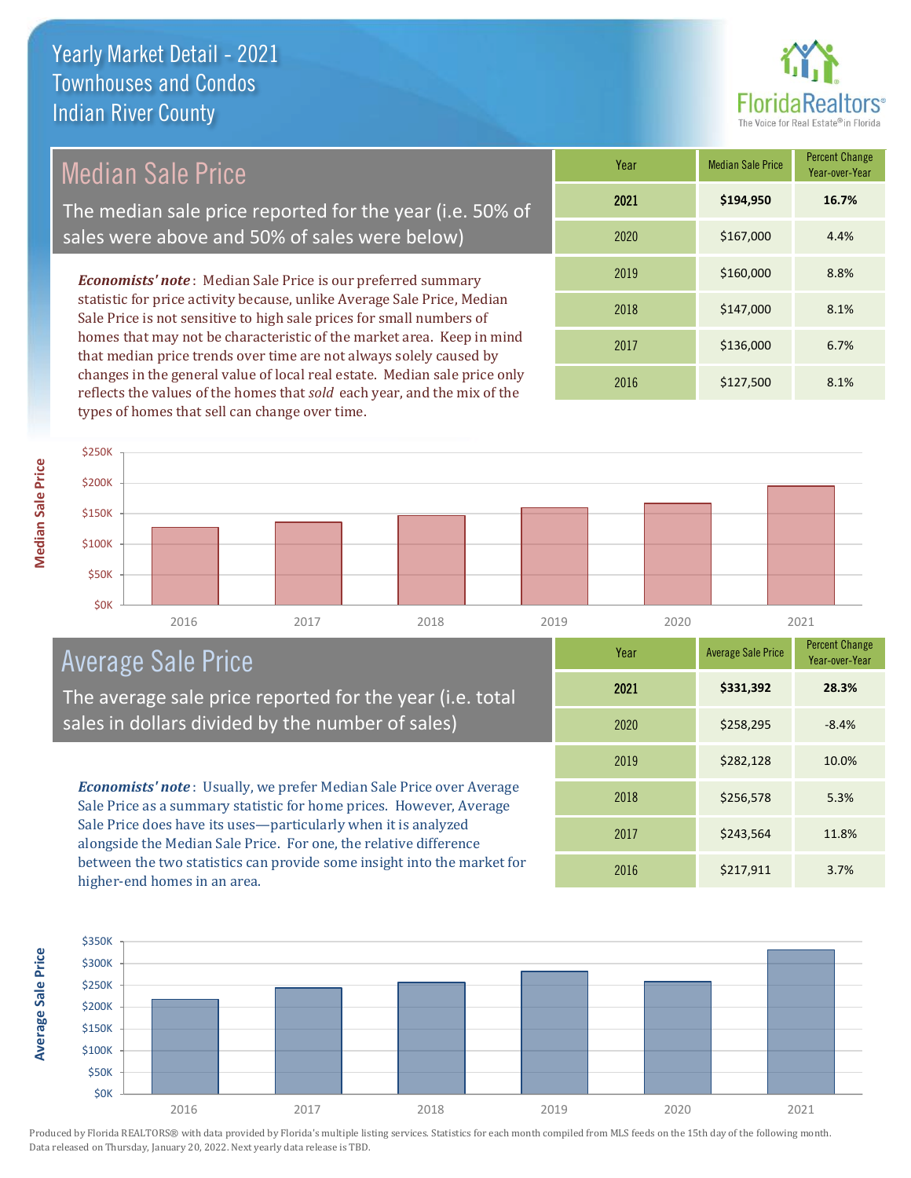# Yearly Market Detail - 2021
## Townhouses and Condos
## Indian River County

## Median Sale Price

The median sale price reported for the year (i.e. 50% of sales were above and 50% of sales were below)

***Economists' note***: Median Sale Price is our preferred summary statistic for price activity because, unlike Average Sale Price, Median Sale Price is not sensitive to high sale prices for small numbers of homes that may not be characteristic of the market area. Keep in mind that median price trends over time are not always solely caused by changes in the general value of local real estate. Median sale price only reflects the values of the homes that *sold* each year, and the mix of the types of homes that sell can change over time.

| Year | Median Sale Price | Percent Change Year-over-Year |
|---|---|---|
| **2021** | **$194,950** | **16.7%** |
| 2020 | $167,000 | 4.4% |
| 2019 | $160,000 | 8.8% |
| 2018 | $147,000 | 8.1% |
| 2017 | $136,000 | 6.7% |
| 2016 | $127,500 | 8.1% |

## Average Sale Price

The average sale price reported for the year (i.e. total sales in dollars divided by the number of sales)

***Economists' note***: Usually, we prefer Median Sale Price over Average Sale Price as a summary statistic for home prices. However, Average Sale Price does have its uses—particularly when it is analyzed alongside the Median Sale Price. For one, the relative difference between the two statistics can provide some insight into the market for higher-end homes in an area.

| Year | Average Sale Price | Percent Change Year-over-Year |
|---|---|---|
| **2021** | **$331,392** | **28.3%** |
| 2020 | $258,295 | -8.4% |
| 2019 | $282,128 | 10.0% |
| 2018 | $256,578 | 5.3% |
| 2017 | $243,564 | 11.8% |
| 2016 | $217,911 | 3.7% |

Produced by Florida REALTORS® with data provided by Florida's multiple listing services. Statistics for each month compiled from MLS feeds on the 15th day of the following month. Data released on Thursday, January 20, 2022. Next yearly data release is TBD.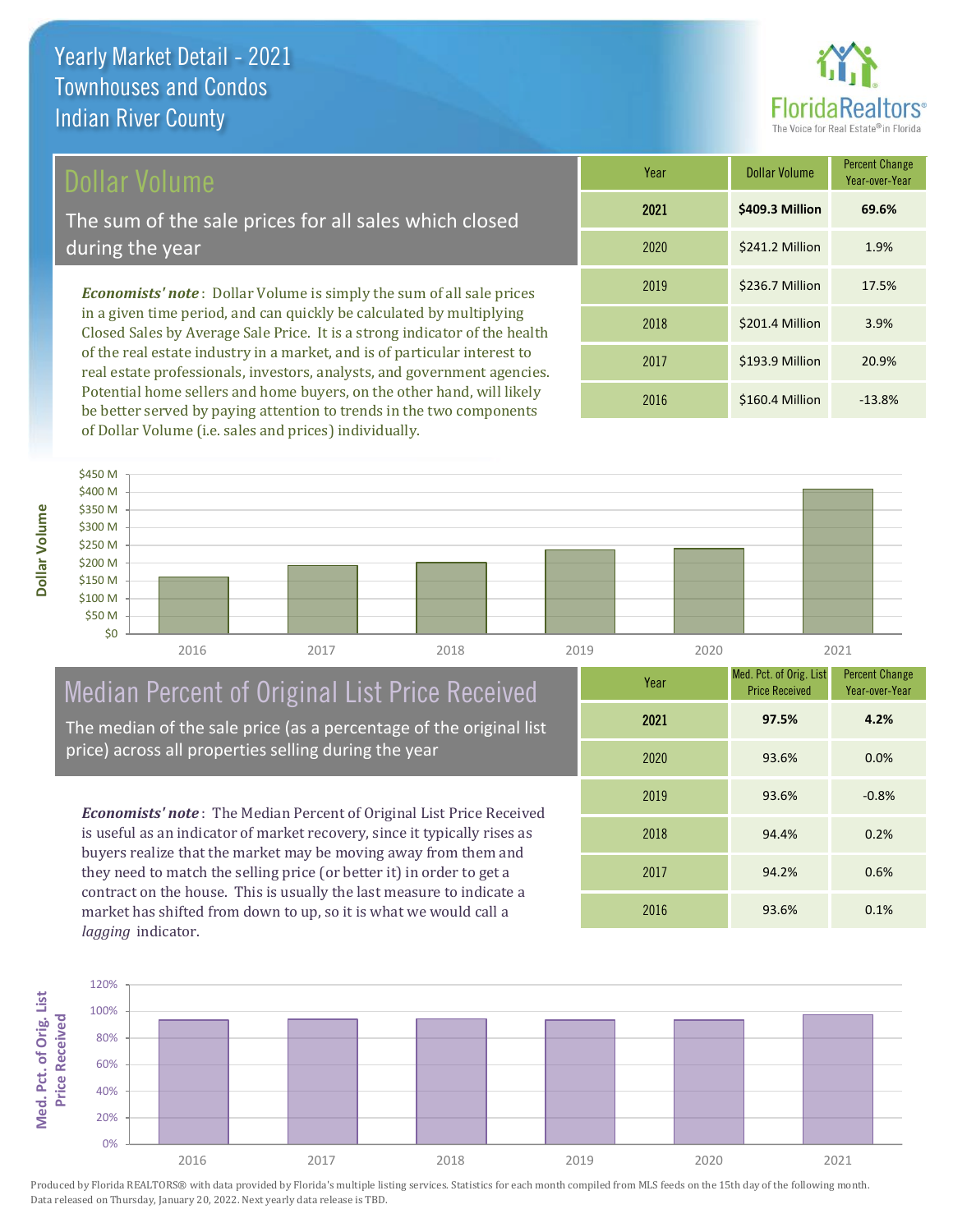# Yearly Market Detail - 2021
## Townhouses and Condos
## Indian River County

## Dollar Volume

The sum of the sale prices for all sales which closed during the year

*Economists' note*: Dollar Volume is simply the sum of all sale prices in a given time period, and can quickly be calculated by multiplying Closed Sales by Average Sale Price. It is a strong indicator of the health of the real estate industry in a market, and is of particular interest to real estate professionals, investors, analysts, and government agencies. Potential home sellers and home buyers, on the other hand, will likely be better served by paying attention to trends in the two components of Dollar Volume (i.e. sales and prices) individually.

| Year | Dollar Volume | Percent Change Year-over-Year |
|---|---|---|
| **2021** | **$409.3 Million** | **69.6%** |
| 2020 | $241.2 Million | 1.9% |
| 2019 | $236.7 Million | 17.5% |
| 2018 | $201.4 Million | 3.9% |
| 2017 | $193.9 Million | 20.9% |
| 2016 | $160.4 Million | -13.8% |

## Median Percent of Original List Price Received

The median of the sale price (as a percentage of the original list price) across all properties selling during the year

*Economists' note*: The Median Percent of Original List Price Received is useful as an indicator of market recovery, since it typically rises as buyers realize that the market may be moving away from them and they need to match the selling price (or better it) in order to get a contract on the house. This is usually the last measure to indicate a market has shifted from down to up, so it is what we would call a *lagging* indicator.

| Year | Med. Pct. of Orig. List Price Received | Percent Change Year-over-Year |
|---|---|---|
| **2021** | **97.5%** | **4.2%** |
| 2020 | 93.6% | 0.0% |
| 2019 | 93.6% | -0.8% |
| 2018 | 94.4% | 0.2% |
| 2017 | 94.2% | 0.6% |
| 2016 | 93.6% | 0.1% |

Produced by Florida REALTORS® with data provided by Florida's multiple listing services. Statistics for each month compiled from MLS feeds on the 15th day of the following month. Data released on Thursday, January 20, 2022. Next yearly data release is TBD.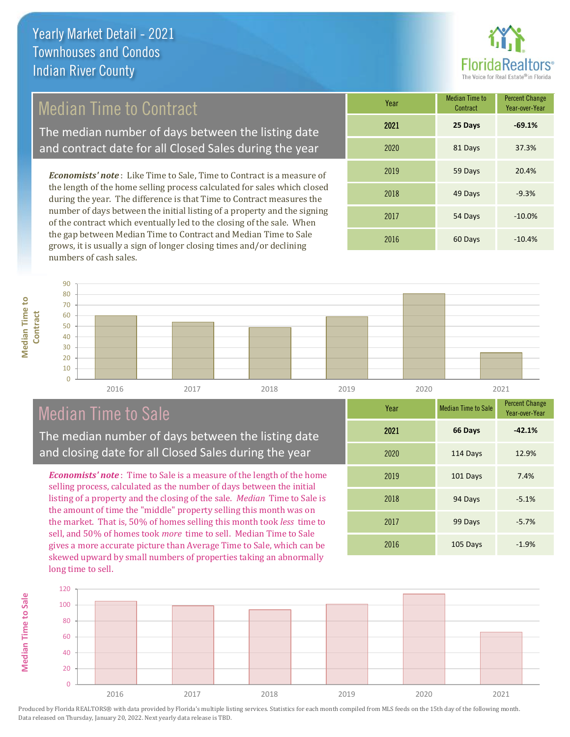# Yearly Market Detail - 2021
## Townhouses and Condos
## Indian River County

## Median Time to Contract

The median number of days between the listing date and contract date for all Closed Sales during the year

*Economists' note*: Like Time to Sale, Time to Contract is a measure of the length of the home selling process calculated for sales which closed during the year. The difference is that Time to Contract measures the number of days between the initial listing of a property and the signing of the contract which eventually led to the closing of the sale. When the gap between Median Time to Contract and Median Time to Sale grows, it is usually a sign of longer closing times and/or declining numbers of cash sales.

| Year | Median Time to Contract | Percent Change Year-over-Year |
|---|---|---|
| **2021** | **25 Days** | **-69.1%** |
| 2020 | 81 Days | 37.3% |
| 2019 | 59 Days | 20.4% |
| 2018 | 49 Days | -9.3% |
| 2017 | 54 Days | -10.0% |
| 2016 | 60 Days | -10.4% |

## Median Time to Sale

The median number of days between the listing date and closing date for all Closed Sales during the year

*Economists' note*: Time to Sale is a measure of the length of the home selling process, calculated as the number of days between the initial listing of a property and the closing of the sale. *Median* Time to Sale is the amount of time the "middle" property selling this month was on the market. That is, 50% of homes selling this month took *less* time to sell, and 50% of homes took *more* time to sell. Median Time to Sale gives a more accurate picture than Average Time to Sale, which can be skewed upward by small numbers of properties taking an abnormally long time to sell.

| Year | Median Time to Sale | Percent Change Year-over-Year |
|---|---|---|
| **2021** | **66 Days** | **-42.1%** |
| 2020 | 114 Days | 12.9% |
| 2019 | 101 Days | 7.4% |
| 2018 | 94 Days | -5.1% |
| 2017 | 99 Days | -5.7% |
| 2016 | 105 Days | -1.9% |

Produced by Florida REALTORS® with data provided by Florida's multiple listing services. Statistics for each month compiled from MLS feeds on the 15th day of the following month. Data released on Thursday, January 20, 2022. Next yearly data release is TBD.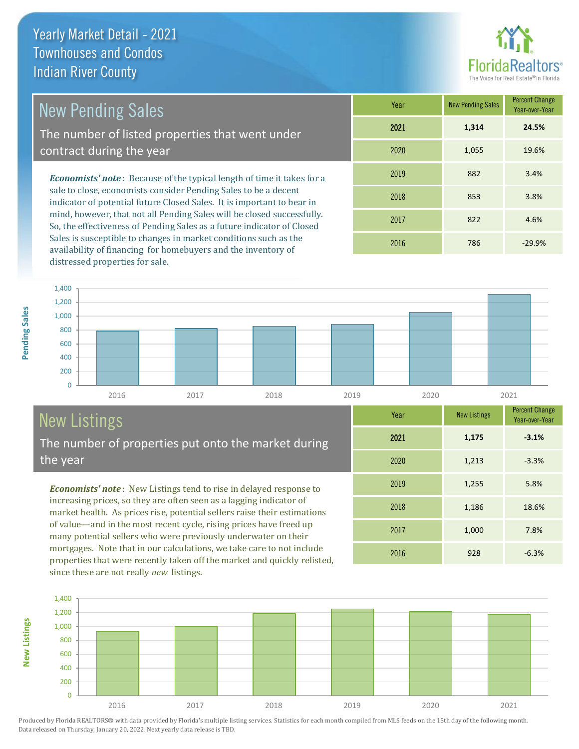# Yearly Market Detail - 2021
## Townhouses and Condos
## Indian River County

FloridaRealtors® The Voice for Real Estate® in Florida

## New Pending Sales

The number of listed properties that went under contract during the year

*Economists' note*: Because of the typical length of time it takes for a sale to close, economists consider Pending Sales to be a decent indicator of potential future Closed Sales. It is important to bear in mind, however, that not all Pending Sales will be closed successfully. So, the effectiveness of Pending Sales as a future indicator of Closed Sales is susceptible to changes in market conditions such as the availability of financing for homebuyers and the inventory of distressed properties for sale.

| Year | New Pending Sales | Percent Change Year-over-Year |
|---|---|---|
| **2021** | **1,314** | **24.5%** |
| 2020 | 1,055 | 19.6% |
| 2019 | 882 | 3.4% |
| 2018 | 853 | 3.8% |
| 2017 | 822 | 4.6% |
| 2016 | 786 | -29.9% |

## New Listings

The number of properties put onto the market during the year

*Economists' note*: New Listings tend to rise in delayed response to increasing prices, so they are often seen as a lagging indicator of market health. As prices rise, potential sellers raise their estimations of value—and in the most recent cycle, rising prices have freed up many potential sellers who were previously underwater on their mortgages. Note that in our calculations, we take care to not include properties that were recently taken off the market and quickly relisted, since these are not really *new* listings.

| Year | New Listings | Percent Change Year-over-Year |
|---|---|---|
| **2021** | **1,175** | **-3.1%** |
| 2020 | 1,213 | -3.3% |
| 2019 | 1,255 | 5.8% |
| 2018 | 1,186 | 18.6% |
| 2017 | 1,000 | 7.8% |
| 2016 | 928 | -6.3% |

Produced by Florida REALTORS® with data provided by Florida's multiple listing services. Statistics for each month compiled from MLS feeds on the 15th day of the following month. Data released on Thursday, January 20, 2022. Next yearly data release is TBD.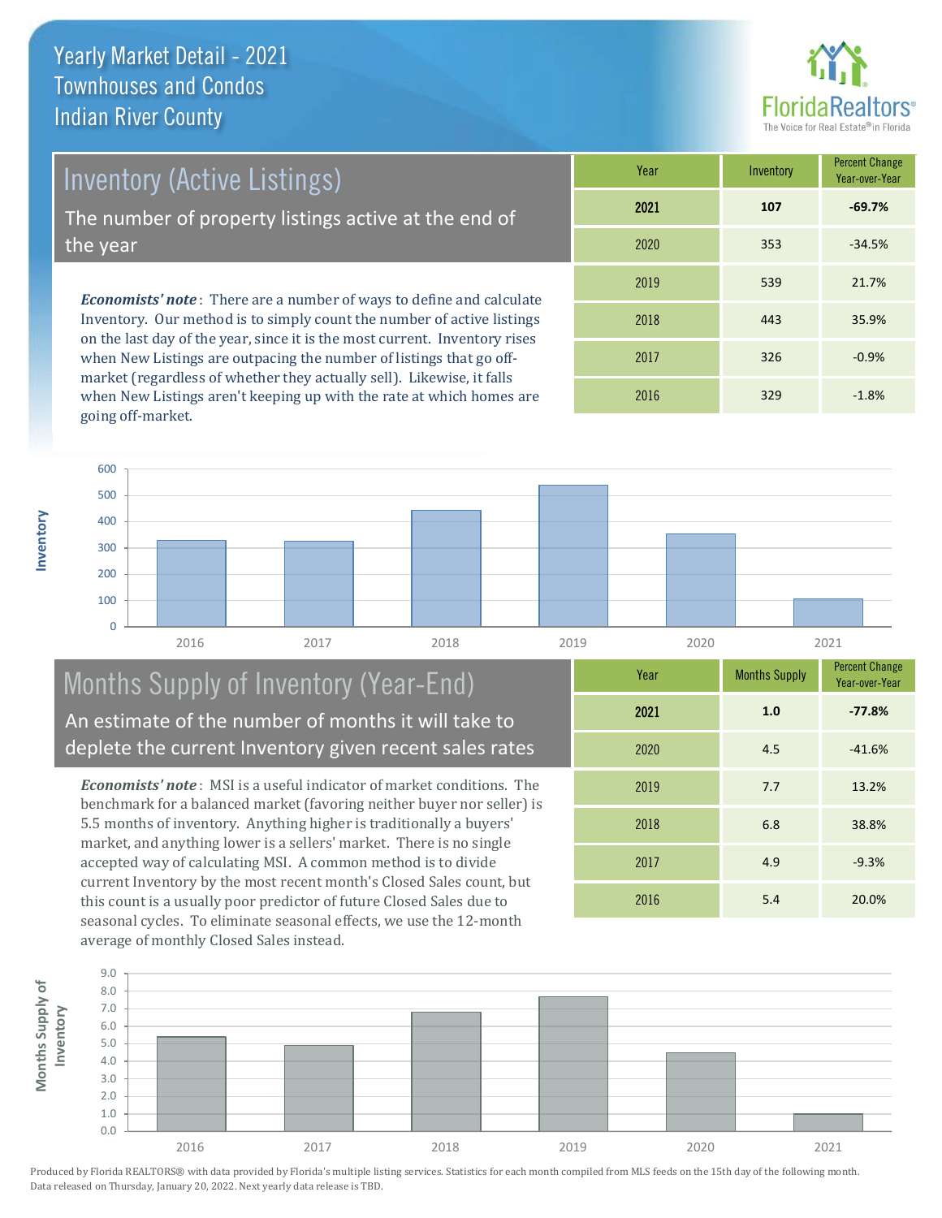# Yearly Market Detail - 2021
## Townhouses and Condos
## Indian River County

## Inventory (Active Listings)

The number of property listings active at the end of the year

***Economists' note***: There are a number of ways to define and calculate Inventory. Our method is to simply count the number of active listings on the last day of the year, since it is the most current. Inventory rises when New Listings are outpacing the number of listings that go off-market (regardless of whether they actually sell). Likewise, it falls when New Listings aren't keeping up with the rate at which homes are going off-market.

| Year | Inventory | Percent Change Year-over-Year |
|---|---|---|
| **2021** | **107** | **-69.7%** |
| 2020 | 353 | -34.5% |
| 2019 | 539 | 21.7% |
| 2018 | 443 | 35.9% |
| 2017 | 326 | -0.9% |
| 2016 | 329 | -1.8% |

## Months Supply of Inventory (Year-End)

An estimate of the number of months it will take to deplete the current Inventory given recent sales rates

***Economists' note***: MSI is a useful indicator of market conditions. The benchmark for a balanced market (favoring neither buyer nor seller) is 5.5 months of inventory. Anything higher is traditionally a buyers' market, and anything lower is a sellers' market. There is no single accepted way of calculating MSI. A common method is to divide current Inventory by the most recent month's Closed Sales count, but this count is a usually poor predictor of future Closed Sales due to seasonal cycles. To eliminate seasonal effects, we use the 12-month average of monthly Closed Sales instead.

| Year | Months Supply | Percent Change Year-over-Year |
|---|---|---|
| **2021** | **1.0** | **-77.8%** |
| 2020 | 4.5 | -41.6% |
| 2019 | 7.7 | 13.2% |
| 2018 | 6.8 | 38.8% |
| 2017 | 4.9 | -9.3% |
| 2016 | 5.4 | 20.0% |

Produced by Florida REALTORS® with data provided by Florida's multiple listing services. Statistics for each month compiled from MLS feeds on the 15th day of the following month. Data released on Thursday, January 20, 2022. Next yearly data release is TBD.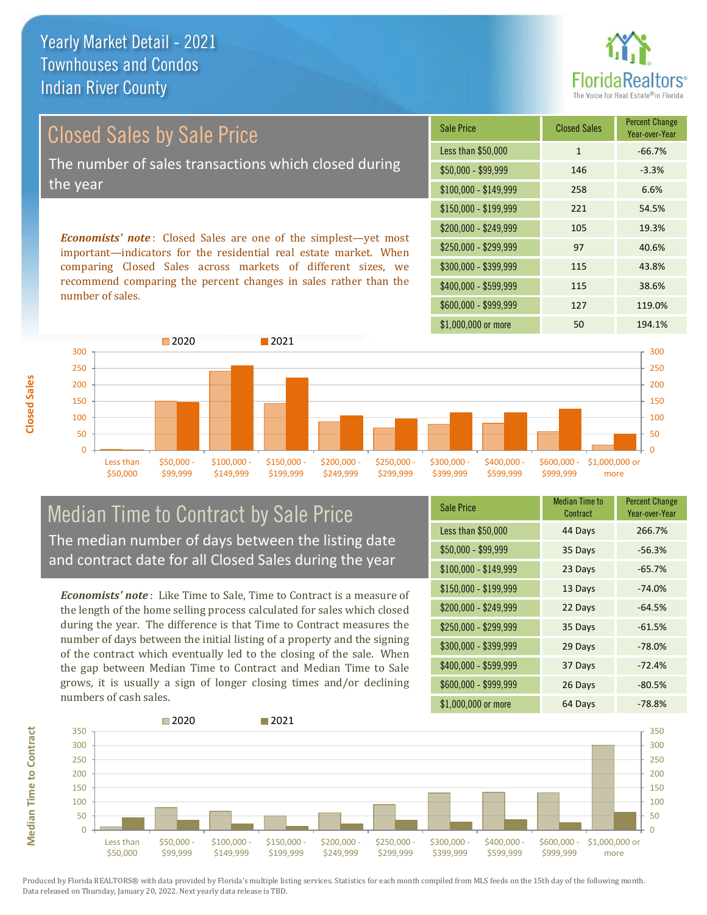# Yearly Market Detail - 2021
## Townhouses and Condos
## Indian River County

## Closed Sales by Sale Price

The number of sales transactions which closed during the year

***Economists' note***: Closed Sales are one of the simplest—yet most important—indicators for the residential real estate market. When comparing Closed Sales across markets of different sizes, we recommend comparing the percent changes in sales rather than the number of sales.

| Sale Price | Closed Sales | Percent Change Year-over-Year |
|---|---|---|
| Less than $50,000 | 1 | -66.7% |
| $50,000 - $99,999 | 146 | -3.3% |
| $100,000 - $149,999 | 258 | 6.6% |
| $150,000 - $199,999 | 221 | 54.5% |
| $200,000 - $249,999 | 105 | 19.3% |
| $250,000 - $299,999 | 97 | 40.6% |
| $300,000 - $399,999 | 115 | 43.8% |
| $400,000 - $599,999 | 115 | 38.6% |
| $600,000 - $999,999 | 127 | 119.0% |
| $1,000,000 or more | 50 | 194.1% |

## Median Time to Contract by Sale Price

The median number of days between the listing date and contract date for all Closed Sales during the year

***Economists' note***: Like Time to Sale, Time to Contract is a measure of the length of the home selling process calculated for sales which closed during the year. The difference is that Time to Contract measures the number of days between the initial listing of a property and the signing of the contract which eventually led to the closing of the sale. When the gap between Median Time to Contract and Median Time to Sale grows, it is usually a sign of longer closing times and/or declining numbers of cash sales.

| Sale Price | Median Time to Contract | Percent Change Year-over-Year |
|---|---|---|
| Less than $50,000 | 44 Days | 266.7% |
| $50,000 - $99,999 | 35 Days | -56.3% |
| $100,000 - $149,999 | 23 Days | -65.7% |
| $150,000 - $199,999 | 13 Days | -74.0% |
| $200,000 - $249,999 | 22 Days | -64.5% |
| $250,000 - $299,999 | 35 Days | -61.5% |
| $300,000 - $399,999 | 29 Days | -78.0% |
| $400,000 - $599,999 | 37 Days | -72.4% |
| $600,000 - $999,999 | 26 Days | -80.5% |
| $1,000,000 or more | 64 Days | -78.8% |

Produced by Florida REALTORS® with data provided by Florida's multiple listing services. Statistics for each month compiled from MLS feeds on the 15th day of the following month. Data released on Thursday, January 20, 2022. Next yearly data release is TBD.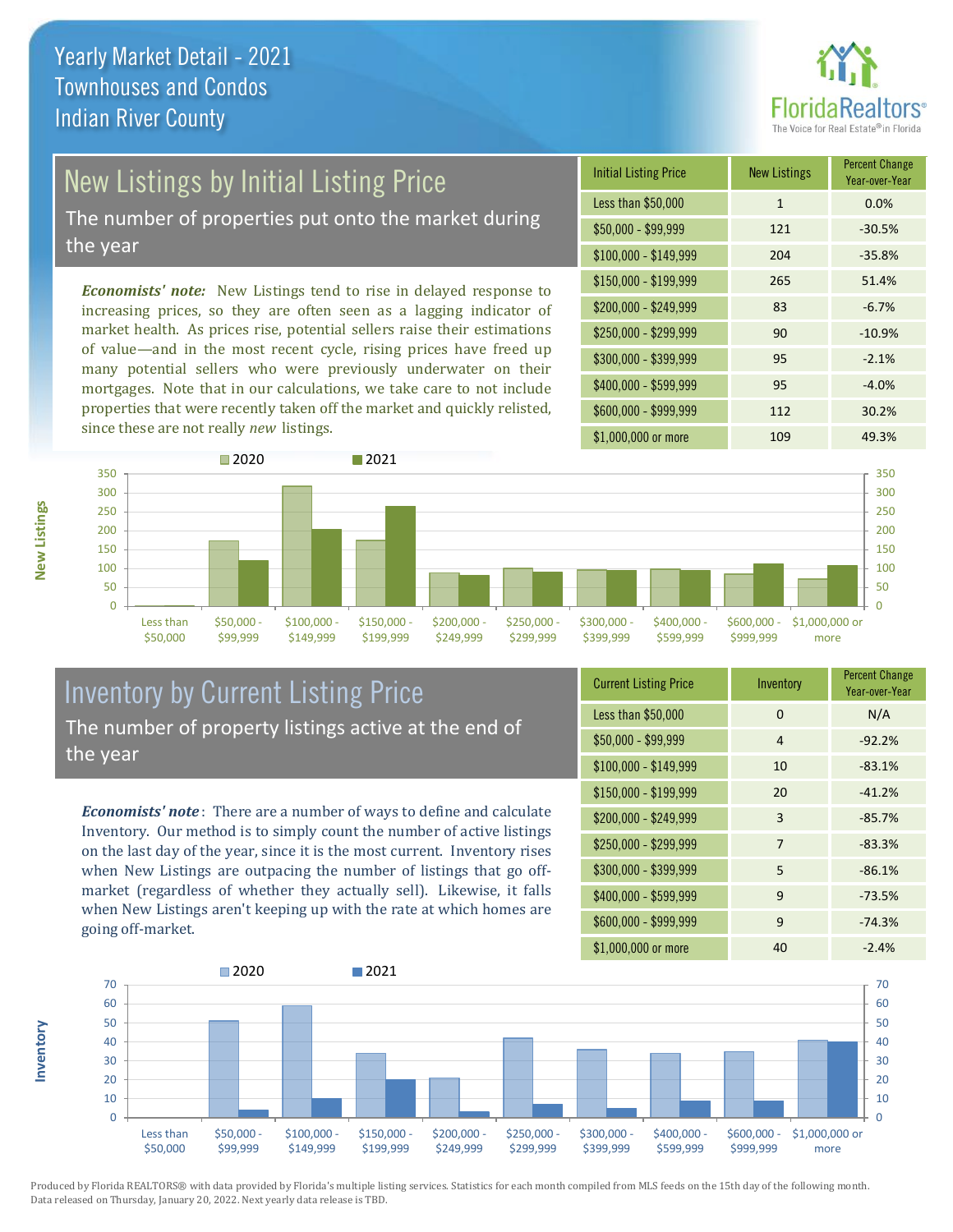# Yearly Market Detail - 2021
## Townhouses and Condos
## Indian River County

## New Listings by Initial Listing Price

The number of properties put onto the market during the year

*Economists' note:* New Listings tend to rise in delayed response to increasing prices, so they are often seen as a lagging indicator of market health. As prices rise, potential sellers raise their estimations of value—and in the most recent cycle, rising prices have freed up many potential sellers who were previously underwater on their mortgages. Note that in our calculations, we take care to not include properties that were recently taken off the market and quickly relisted, since these are not really *new* listings.

| Initial Listing Price | New Listings | Percent Change Year-over-Year |
| --- | --- | --- |
| Less than $50,000 | 1 | 0.0% |
| $50,000 - $99,999 | 121 | -30.5% |
| $100,000 - $149,999 | 204 | -35.8% |
| $150,000 - $199,999 | 265 | 51.4% |
| $200,000 - $249,999 | 83 | -6.7% |
| $250,000 - $299,999 | 90 | -10.9% |
| $300,000 - $399,999 | 95 | -2.1% |
| $400,000 - $599,999 | 95 | -4.0% |
| $600,000 - $999,999 | 112 | 30.2% |
| $1,000,000 or more | 109 | 49.3% |

## Inventory by Current Listing Price

The number of property listings active at the end of the year

*Economists' note*: There are a number of ways to define and calculate Inventory. Our method is to simply count the number of active listings on the last day of the year, since it is the most current. Inventory rises when New Listings are outpacing the number of listings that go off-market (regardless of whether they actually sell). Likewise, it falls when New Listings aren't keeping up with the rate at which homes are going off-market.

| Current Listing Price | Inventory | Percent Change Year-over-Year |
| --- | --- | --- |
| Less than $50,000 | 0 | N/A |
| $50,000 - $99,999 | 4 | -92.2% |
| $100,000 - $149,999 | 10 | -83.1% |
| $150,000 - $199,999 | 20 | -41.2% |
| $200,000 - $249,999 | 3 | -85.7% |
| $250,000 - $299,999 | 7 | -83.3% |
| $300,000 - $399,999 | 5 | -86.1% |
| $400,000 - $599,999 | 9 | -73.5% |
| $600,000 - $999,999 | 9 | -74.3% |
| $1,000,000 or more | 40 | -2.4% |

Produced by Florida REALTORS® with data provided by Florida's multiple listing services. Statistics for each month compiled from MLS feeds on the 15th day of the following month. Data released on Thursday, January 20, 2022. Next yearly data release is TBD.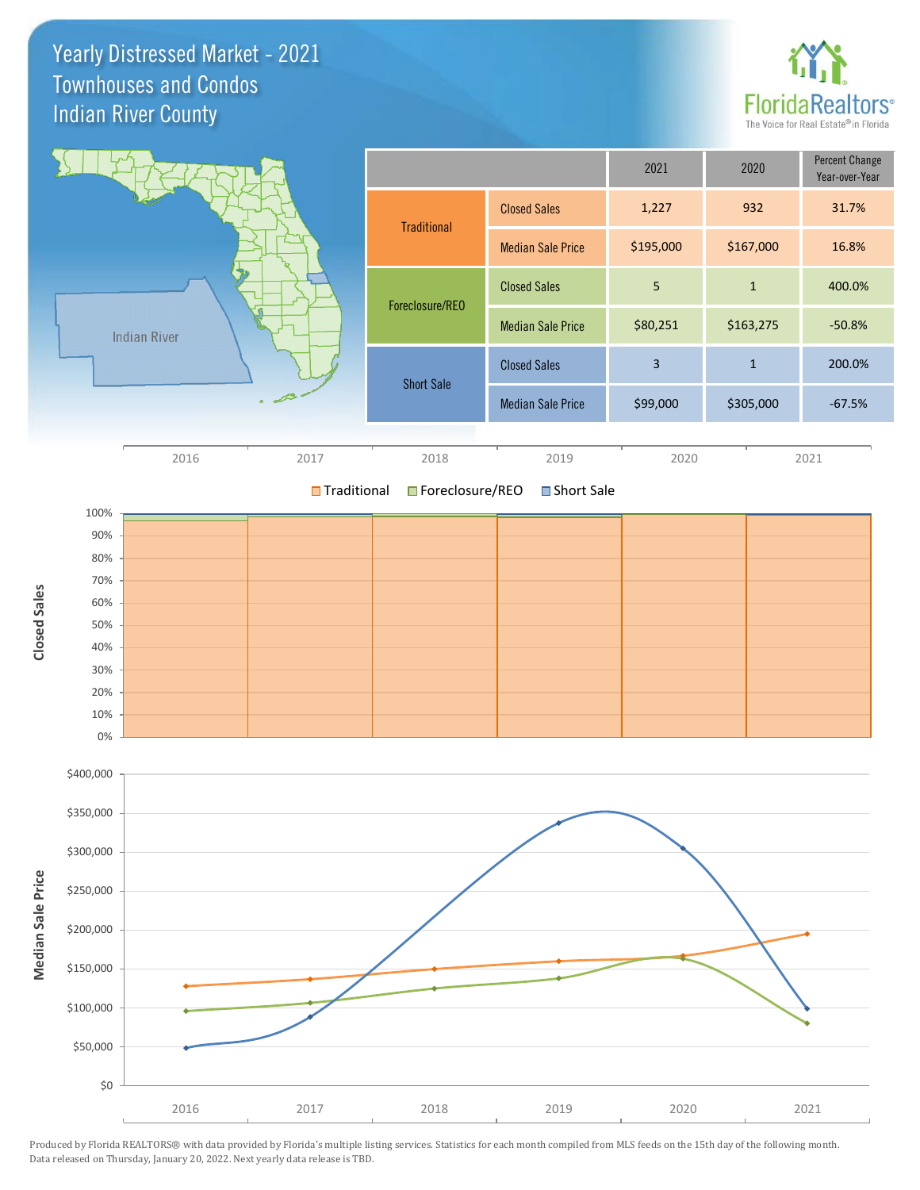# Yearly Distressed Market - 2021
# Townhouses and Condos
# Indian River County

FloridaRealtors®
The Voice for Real Estate® in Florida

Indian River

| | | 2021 | 2020 | Percent Change Year-over-Year |
|---|---|---|---|---|
| Traditional | Closed Sales | 1,227 | 932 | 31.7% |
| | Median Sale Price | $195,000 | $167,000 | 16.8% |
| Foreclosure/REO | Closed Sales | 5 | 1 | 400.0% |
| | Median Sale Price | $80,251 | $163,275 | -50.8% |
| Short Sale | Closed Sales | 3 | 1 | 200.0% |
| | Median Sale Price | $99,000 | $305,000 | -67.5% |

2016 2017 2018 2019 2020 2021

Traditional Foreclosure/REO Short Sale

Closed Sales

100% 90% 80% 70% 60% 50% 40% 30% 20% 10% 0%

Median Sale Price

$400,000 $350,000 $300,000 $250,000 $200,000 $150,000 $100,000 $50,000 $0

2016 2017 2018 2019 2020 2021

Produced by Florida REALTORS® with data provided by Florida's multiple listing services. Statistics for each month compiled from MLS feeds on the 15th day of the following month. Data released on Thursday, January 20, 2022. Next yearly data release is TBD.